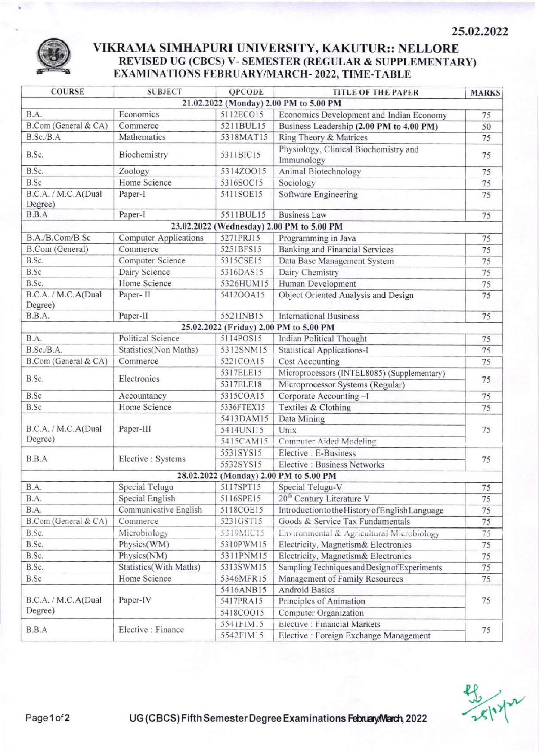25.02.2022

# VIKRAMA SIMHAPURI UNIVERSITY, KAKUTUR:: NELLORE

## REVISED UG (CBCS) V- SEMESTER (REGULAR & SUPPLEMENTARY) EXAMINATIONS FEBRUARY/MARCH- 2022, TIME-TABLE

| COURSE | SUBJECT | QPCODE | TITLE OF THE PAPER | MARKS |
|---|---|---|---|---|
| **21.02.2022 (Monday) 2.00 PM to 5.00 PM** | | | | |
| B.A. | Economics | 5112ECO15 | Economics Development and Indian Economy | 75 |
| B.Com (General & CA) | Commerce | 5211BUL15 | Business Leadership **(2.00 PM to 4.00 PM)** | 50 |
| B.Sc./B.A | Mathematics | 5318MAT15 | Ring Theory & Matrices | 75 |
| B.Sc. | Biochemistry | 5311BIC15 | Physiology, Clinical Biochemistry and Immunology | 75 |
| B.Sc. | Zoology | 5314ZOO15 | Animal Biotechnology | 75 |
| B.Sc | Home Science | 5316SOC15 | Sociology | 75 |
| B.C.A. / M.C.A(Dual Degree) | Paper-I | 5411SOE15 | Software Engineering | 75 |
| B.B.A | Paper-I | 5511BUL15 | Business Law | 75 |
| **23.02.2022 (Wednesday) 2.00 PM to 5.00 PM** | | | | |
| B.A./B.Com/B.Sc | Computer Applications | 5271PRJ15 | Programming in Java | 75 |
| B.Com (General) | Commerce | 5251BFS15 | Banking and Financial Services | 75 |
| B.Sc. | Computer Science | 5315CSE15 | Data Base Management System | 75 |
| B.Sc | Dairy Science | 5316DAS15 | Dairy Chemistry | 75 |
| B.Sc. | Home Science | 5326HUM15 | Human Development | 75 |
| B.C.A. / M.C.A(Dual Degree) | Paper- II | 5412OOA15 | Object Oriented Analysis and Design | 75 |
| B.B.A. | Paper-II | 5521INB15 | International Business | 75 |
| **25.02.2022 (Friday) 2.00 PM to 5.00 PM** | | | | |
| B.A. | Political Science | 5114POS15 | Indian Political Thought | 75 |
| B.Sc./B.A. | Statistics(Non Maths) | 5312SNM15 | Statistical Applications-I | 75 |
| B.Com (General & CA) | Commerce | 5221COA15 | Cost Accounting | 75 |
| B.Sc. | Electronics | 5317ELE15 | Microprocessors (INTEL8085) (Supplementary) | 75 |
| | | 5317ELE18 | Microprocessor Systems (Regular) | |
| B.Sc | Accountancy | 5315COA15 | Corporate Accounting –I | 75 |
| B.Sc | Home Science | 5336FTEX15 | Textiles & Clothing | 75 |
| B.C.A. / M.C.A(Dual Degree) | Paper-III | 5413DAM15 | Data Mining | 75 |
| | | 5414UNI15 | Unix | |
| | | 5415CAM15 | Computer Aided Modeling | |
| B.B.A | Elective : Systems | 5531SYS15 | Elective : E-Business | 75 |
| | | 5532SYS15 | Elective : Business Networks | |
| **28.02.2022 (Monday) 2.00 PM to 5.00 PM** | | | | |
| B.A. | Special Telugu | 5117SPT15 | Special Telugu-V | 75 |
| B.A. | Special English | 5116SPE15 | 20th Century Literature V | 75 |
| B.A. | Communicative English | 5118COE15 | Introduction to the History of English Language | 75 |
| B.Com (General & CA) | Commerce | 5231GST15 | Goods & Service Tax Fundamentals | 75 |
| B.Sc. | Microbiology | 5319MIC15 | Environmental & Agricultural Microbiology | 75 |
| B.Sc. | Physics(WM) | 5310PWM15 | Electricity, Magnetism& Electronics | 75 |
| B.Sc. | Physics(NM) | 5311PNM15 | Electricity, Magnetism& Electronics | 75 |
| B.Sc. | Statistics(With Maths) | 5313SWM15 | Sampling Techniques and Design of Experiments | 75 |
| B.Sc | Home Science | 5346MFR15 | Management of Family Resources | 75 |
| B.C.A. / M.C.A(Dual Degree) | Paper-IV | 5416ANB15 | Android Basics | 75 |
| | | 5417PRA15 | Principles of Animation | |
| | | 5418COO15 | Computer Organization | |
| B.B.A | Elective : Finance | 5541FIM15 | Elective : Financial Markets | 75 |
| | | 5542FIM15 | Elective : Foreign Exchange Management | |

UG (CBCS) Fifth Semester Degree Examinations February/March, 2022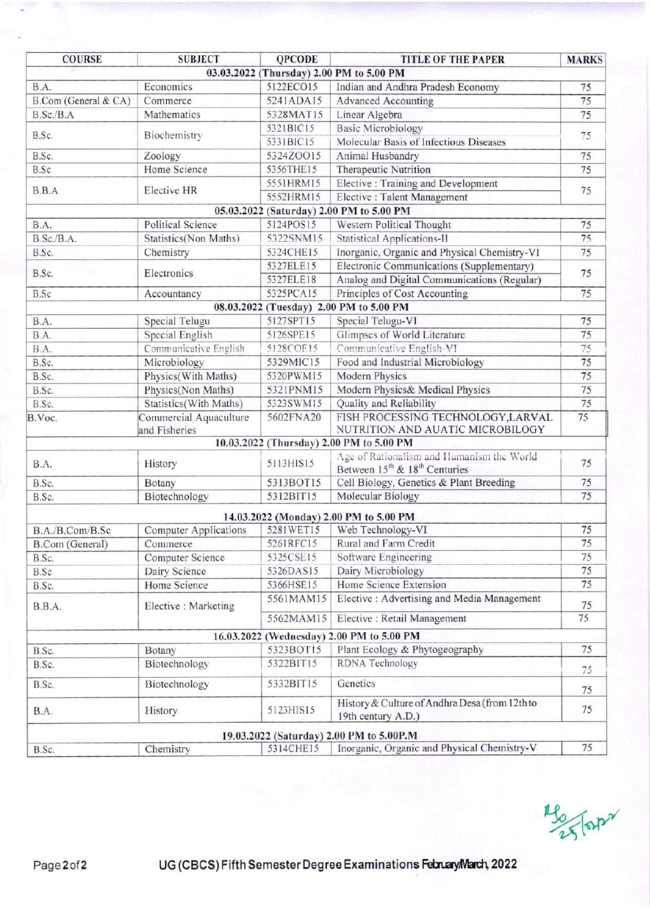| COURSE | SUBJECT | QPCODE | TITLE OF THE PAPER | MARKS |
|---|---|---|---|---|
| **03.03.2022 (Thursday) 2.00 PM to 5.00 PM** | | | | |
| B.A. | Economics | 5122ECO15 | Indian and Andhra Pradesh Economy | 75 |
| B.Com (General & CA) | Commerce | 5241ADA15 | Advanced Accounting | 75 |
| B.Sc./B.A | Mathematics | 5328MAT15 | Linear Algebra | 75 |
| B.Sc. | Biochemistry | 5321BIC15 | Basic Microbiology | 75 |
| | | 5331BIC15 | Molecular Basis of Infectious Diseases | |
| B.Sc. | Zoology | 5324ZOO15 | Animal Husbandry | 75 |
| B.Sc | Home Science | 5356THE15 | Therapeutic Nutrition | 75 |
| B.B.A | Elective HR | 5551HRM15 | Elective : Training and Development | 75 |
| | | 5552HRM15 | Elective : Talent Management | |
| **05.03.2022 (Saturday) 2.00 PM to 5.00 PM** | | | | |
| B.A. | Political Science | 5124POS15 | Western Political Thought | 75 |
| B.Sc./B.A. | Statistics(Non Maths) | 5322SNM15 | Statistical Applications-II | 75 |
| B.Sc. | Chemistry | 5324CHE15 | Inorganic, Organic and Physical Chemistry-VI | 75 |
| B.Sc. | Electronics | 5327ELE15 | Electronic Communications (Supplementary) | 75 |
| | | 5327ELE18 | Analog and Digital Communications (Regular) | |
| B.Sc | Accountancy | 5325PCA15 | Principles of Cost Accounting | 75 |
| **08.03.2022 (Tuesday) 2.00 PM to 5.00 PM** | | | | |
| B.A. | Special Telugu | 5127SPT15 | Special Telugu-VI | 75 |
| B.A. | Special English | 5126SPE15 | Glimpses of World Literature | 75 |
| B.A. | Communicative English | 5128COE15 | Communicative English-VI | 75 |
| B.Sc. | Microbiology | 5329MIC15 | Food and Industrial Microbiology | 75 |
| B.Sc. | Physics(With Maths) | 5320PWM15 | Modern Physics | 75 |
| B.Sc. | Physics(Non Maths) | 5321PNM15 | Modern Physics& Medical Physics | 75 |
| B.Sc. | Statistics(With Maths) | 5323SWM15 | Quality and Reliability | 75 |
| B.Voc. | Commercial Aquaculture and Fisheries | 5602FNA20 | FISH PROCESSING TECHNOLOGY,LARVAL NUTRITION AND AUATIC MICROBILOGY | 75 |
| **10.03.2022 (Thursday) 2.00 PM to 5.00 PM** | | | | |
| B.A. | History | 5113HIS15 | Age of Rationalism and Humanism the World Between 15th & 18th Centuries | 75 |
| B.Sc. | Botany | 5313BOT15 | Cell Biology, Genetics & Plant Breeding | 75 |
| B.Sc. | Biotechnology | 5312BIT15 | Molecular Biology | 75 |
| **14.03.2022 (Monday) 2.00 PM to 5.00 PM** | | | | |
| B.A./B.Com/B.Sc | Computer Applications | 5281WET15 | Web Technology-VI | 75 |
| B.Com (General) | Commerce | 5261RFC15 | Rural and Farm Credit | 75 |
| B.Sc. | Computer Science | 5325CSE15 | Software Engineering | 75 |
| B.Sc | Dairy Science | 5326DAS15 | Dairy Microbiology | 75 |
| B.Sc. | Home Science | 5366HSE15 | Home Science Extension | 75 |
| B.B.A. | Elective : Marketing | 5561MAM15 | Elective : Advertising and Media Management | 75 |
| | | 5562MAM15 | Elective : Retail Management | 75 |
| **16.03.2022 (Wednesday) 2.00 PM to 5.00 PM** | | | | |
| B.Sc. | Botany | 5323BOT15 | Plant Ecology & Phytogeography | 75 |
| B.Sc. | Biotechnology | 5322BIT15 | RDNA Technology | 75 |
| B.Sc. | Biotechnology | 5332BIT15 | Genetics | 75 |
| B.A. | History | 5123HIS15 | History & Culture of Andhra Desa (from 12th to 19th century A.D.) | 75 |
| **19.03.2022 (Saturday) 2.00 PM to 5.00P.M** | | | | |
| B.Sc. | Chemistry | 5314CHE15 | Inorganic, Organic and Physical Chemistry-V | 75 |

UG (CBCS) Fifth Semester Degree Examinations February/March, 2022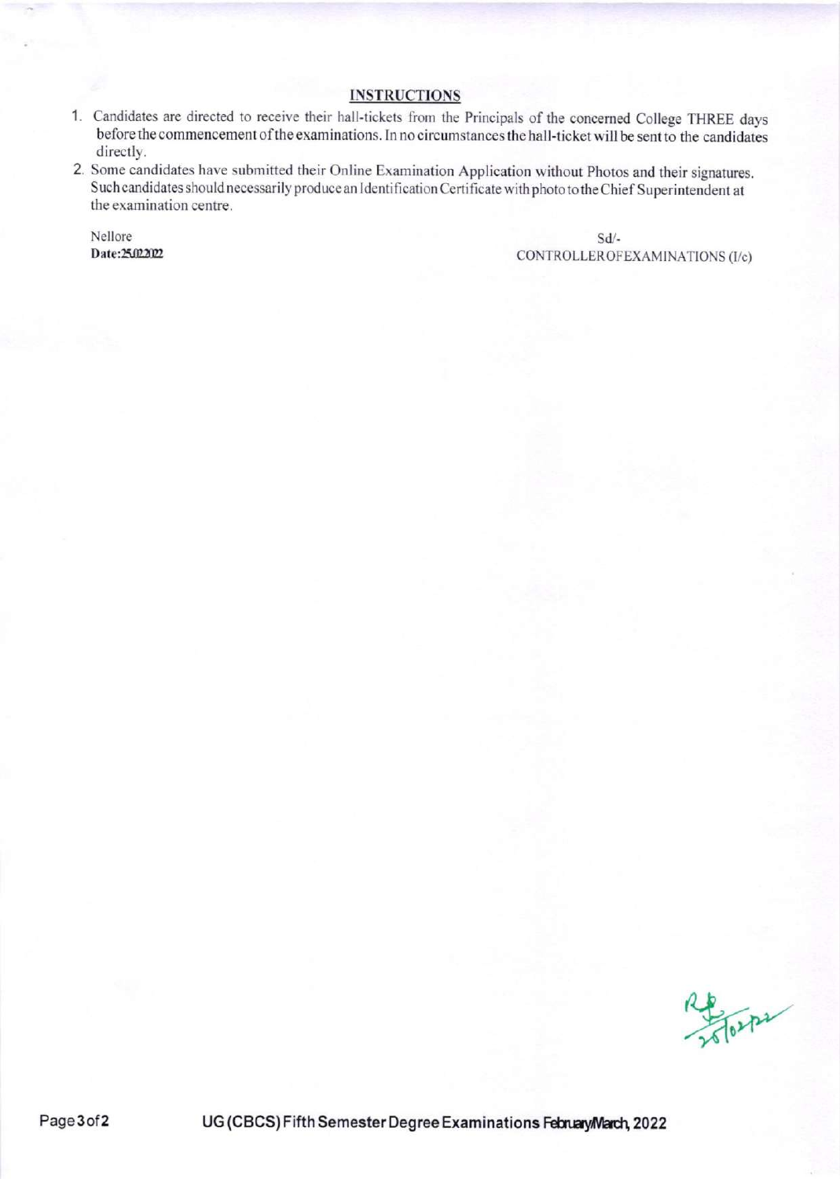## INSTRUCTIONS

1. Candidates are directed to receive their hall-tickets from the Principals of the concerned College THREE days before the commencement of the examinations. In no circumstances the hall-ticket will be sent to the candidates directly.
2. Some candidates have submitted their Online Examination Application without Photos and their signatures. Such candidates should necessarily produce an Identification Certificate with photo to the Chief Superintendent at the examination centre.

Nellore
**Date:25.02.2022**

Sd/-
CONTROLLER OF EXAMINATIONS (I/c)